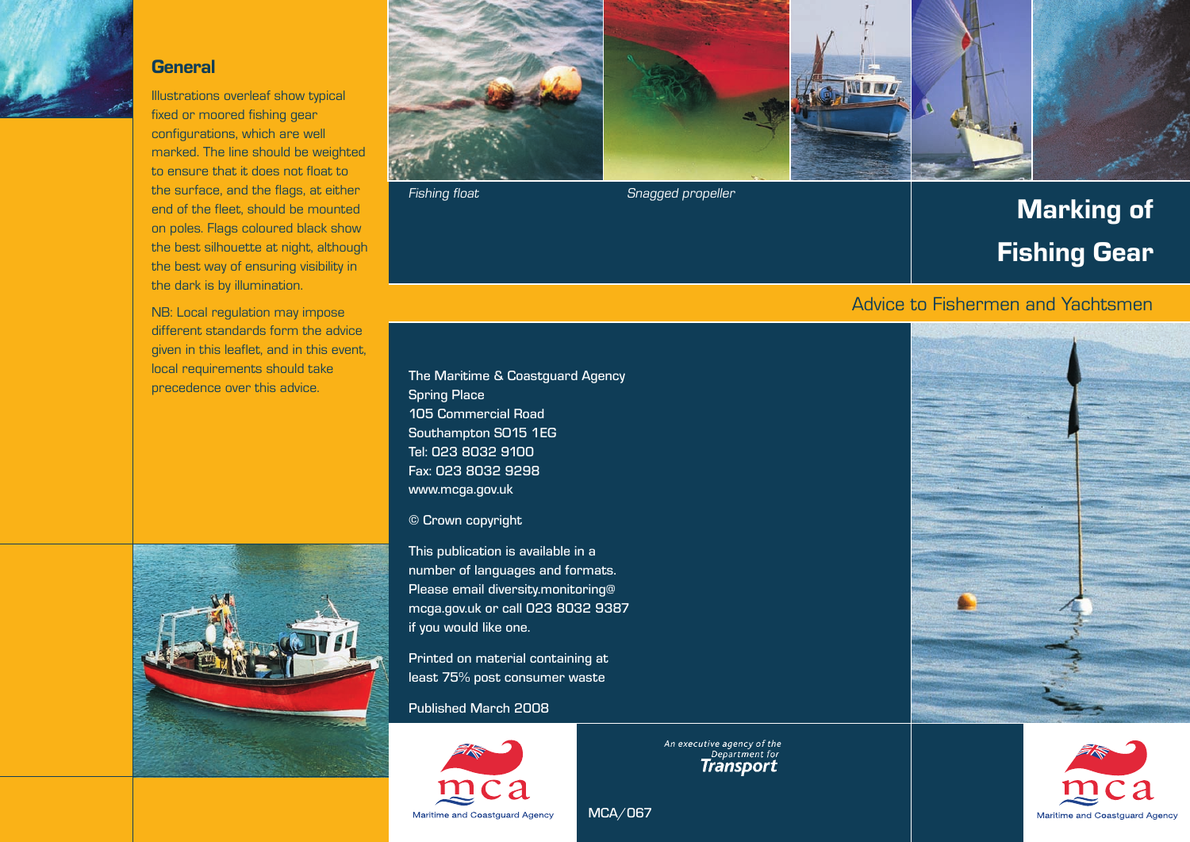# Marking of Fishing Gear

Advice to Fishermen and Yachtsmen

## General

Illustrations overleaf show typical fixed or moored fishing gear configurations, which are well marked. The line should be weighted to ensure that it does not float to the surface, and the flags, at either end of the fleet, should be mounted on poles. Flags coloured black show the best silhouette at night, although the best way of ensuring visibility in the dark is by illumination.

NB: Local regulation may impose different standards form the advice given in this leaflet, and in this event, local requirements should take precedence over this advice.

*Fishing float*

*Snagged propeller*

The Maritime & Coastguard Agency
Spring Place
105 Commercial Road
Southampton SO15 1EG
Tel: 023 8032 9100
Fax: 023 8032 9298
www.mcga.gov.uk

© Crown copyright

This publication is available in a number of languages and formats. Please email diversity.monitoring@mcga.gov.uk or call 023 8032 9387 if you would like one.

Printed on material containing at least 75% post consumer waste

Published March 2008

Maritime and Coastguard Agency

*An executive agency of the Department for* **Transport**

MCA/067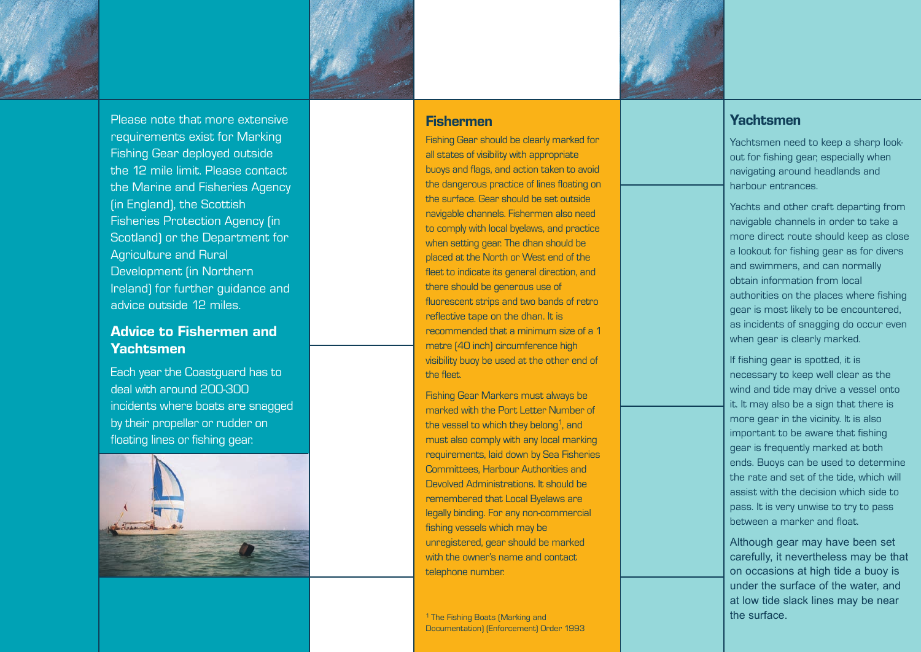Please note that more extensive requirements exist for Marking Fishing Gear deployed outside the 12 mile limit. Please contact the Marine and Fisheries Agency (in England), the Scottish Fisheries Protection Agency (in Scotland) or the Department for Agriculture and Rural Development (in Northern Ireland) for further guidance and advice outside 12 miles.

## Advice to Fishermen and Yachtsmen

Each year the Coastguard has to deal with around 200-300 incidents where boats are snagged by their propeller or rudder on floating lines or fishing gear.

### Fishermen

Fishing Gear should be clearly marked for all states of visibility with appropriate buoys and flags, and action taken to avoid the dangerous practice of lines floating on the surface. Gear should be set outside navigable channels. Fishermen also need to comply with local byelaws, and practice when setting gear. The dhan should be placed at the North or West end of the fleet to indicate its general direction, and there should be generous use of fluorescent strips and two bands of retro reflective tape on the dhan. It is recommended that a minimum size of a 1 metre (40 inch) circumference high visibility buoy be used at the other end of the fleet.

Fishing Gear Markers must always be marked with the Port Letter Number of the vessel to which they belong[1], and must also comply with any local marking requirements, laid down by Sea Fisheries Committees, Harbour Authorities and Devolved Administrations. It should be remembered that Local Byelaws are legally binding. For any non-commercial fishing vessels which may be unregistered, gear should be marked with the owner's name and contact telephone number.

[1] The Fishing Boats (Marking and Documentation) (Enforcement) Order 1993

### Yachtsmen

Yachtsmen need to keep a sharp look-out for fishing gear, especially when navigating around headlands and harbour entrances.

Yachts and other craft departing from navigable channels in order to take a more direct route should keep as close a lookout for fishing gear as for divers and swimmers, and can normally obtain information from local authorities on the places where fishing gear is most likely to be encountered, as incidents of snagging do occur even when gear is clearly marked.

If fishing gear is spotted, it is necessary to keep well clear as the wind and tide may drive a vessel onto it. It may also be a sign that there is more gear in the vicinity. It is also important to be aware that fishing gear is frequently marked at both ends. Buoys can be used to determine the rate and set of the tide, which will assist with the decision which side to pass. It is very unwise to try to pass between a marker and float.

Although gear may have been set carefully, it nevertheless may be that on occasions at high tide a buoy is under the surface of the water, and at low tide slack lines may be near the surface.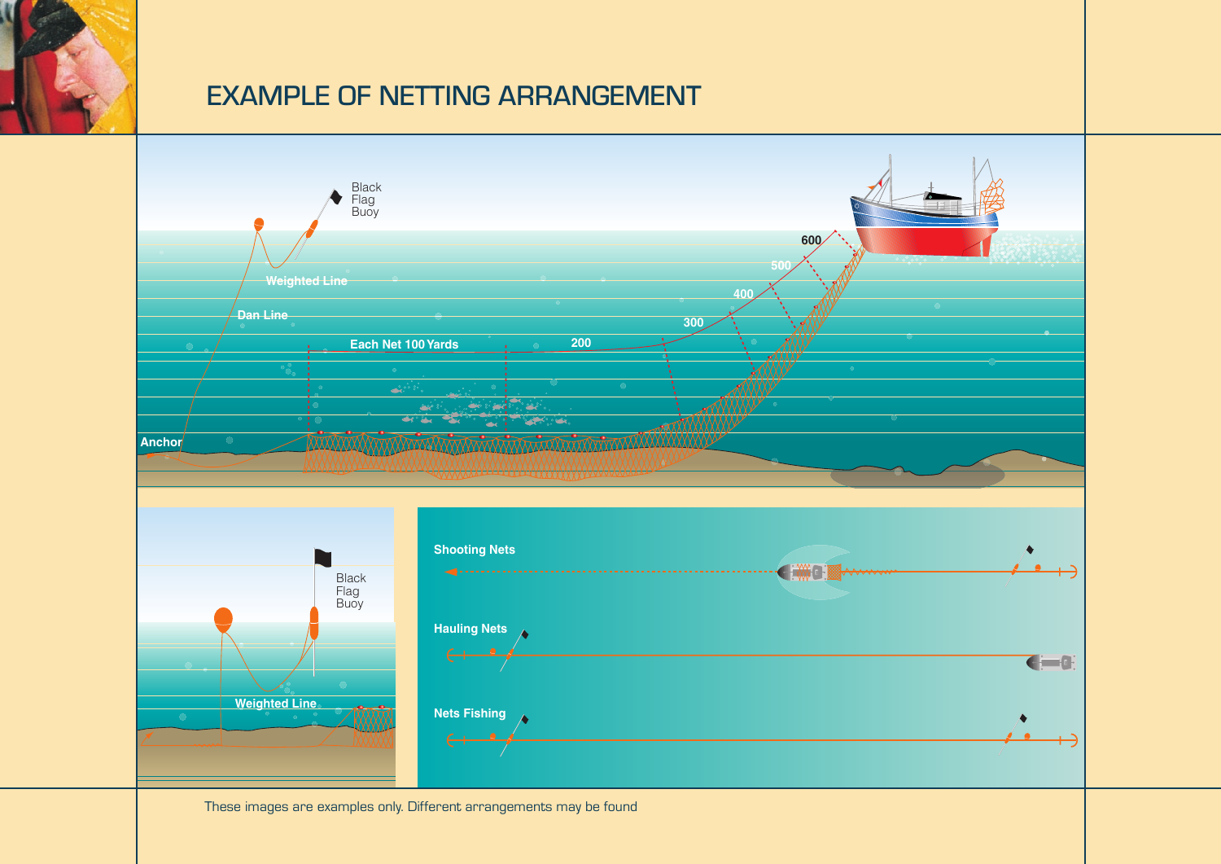# EXAMPLE OF NETTING ARRANGEMENT

Black Flag Buoy

Weighted Line

Dan Line

Each Net 100 Yards

200

300

400

500

600

Anchor

Black Flag Buoy

Weighted Line

Shooting Nets

Hauling Nets

Nets Fishing

These images are examples only. Different arrangements may be found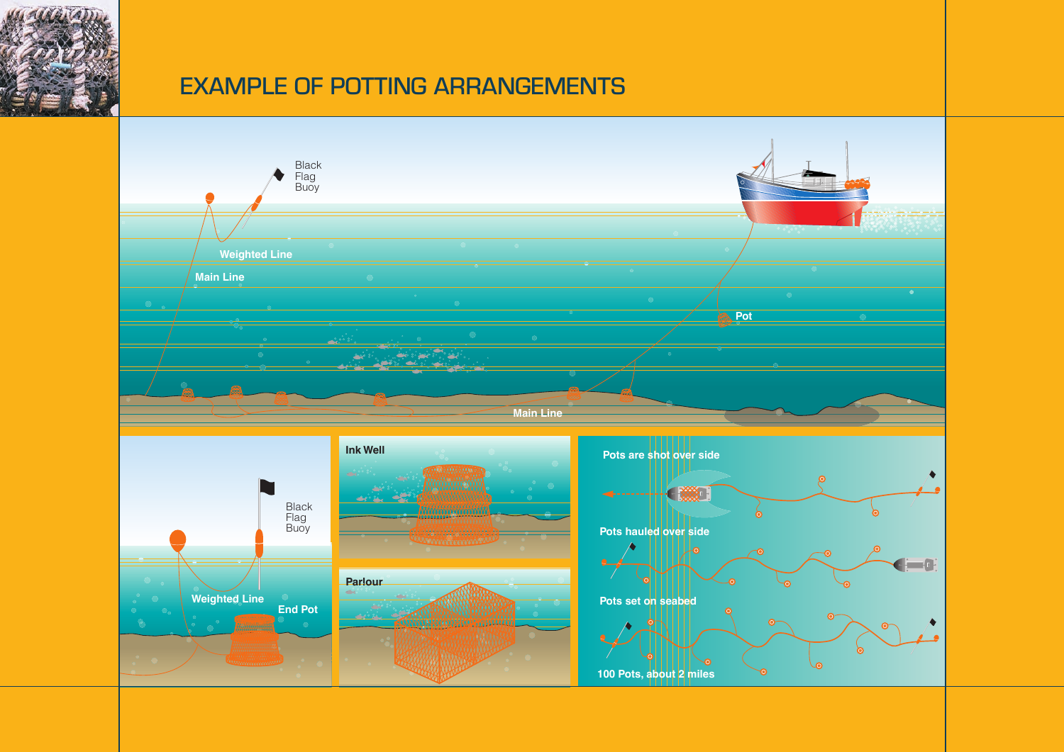# EXAMPLE OF POTTING ARRANGEMENTS

Black Flag Buoy

Weighted Line

Main Line

Pot

Main Line

Black Flag Buoy

Weighted Line

End Pot

Ink Well

Parlour

Pots are shot over side

Pots hauled over side

Pots set on seabed

100 Pots, about 2 miles